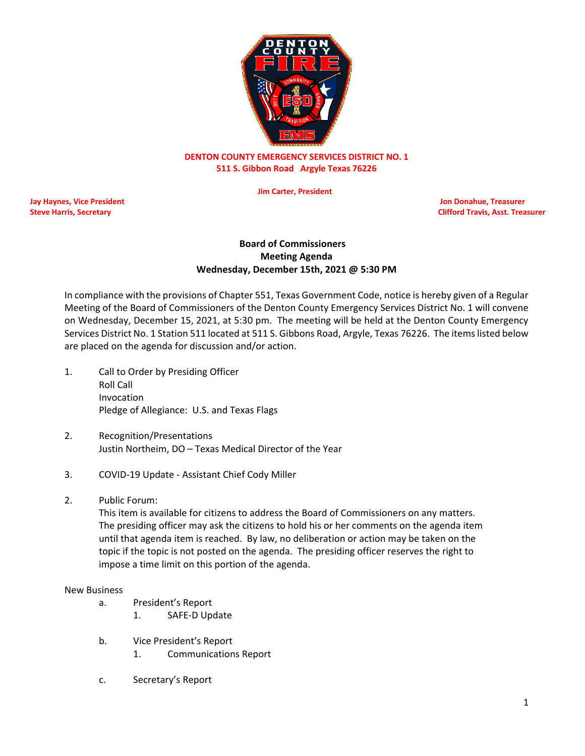**DENTON COUNTY EMERGENCY SERVICES DISTRICT NO. 1**
**511 S. Gibbon Road Argyle Texas 76226**

**Jim Carter, President**

**Jay Haynes, Vice President**
**Steve Harris, Secretary**

**Jon Donahue, Treasurer**
**Clifford Travis, Asst. Treasurer**

## Board of Commissioners
## Meeting Agenda
## Wednesday, December 15th, 2021 @ 5:30 PM

In compliance with the provisions of Chapter 551, Texas Government Code, notice is hereby given of a Regular Meeting of the Board of Commissioners of the Denton County Emergency Services District No. 1 will convene on Wednesday, December 15, 2021, at 5:30 pm. The meeting will be held at the Denton County Emergency Services District No. 1 Station 511 located at 511 S. Gibbons Road, Argyle, Texas 76226. The items listed below are placed on the agenda for discussion and/or action.

1. Call to Order by Presiding Officer
   Roll Call
   Invocation
   Pledge of Allegiance: U.S. and Texas Flags

2. Recognition/Presentations
   Justin Northeim, DO – Texas Medical Director of the Year

3. COVID-19 Update - Assistant Chief Cody Miller

2. Public Forum:
   This item is available for citizens to address the Board of Commissioners on any matters. The presiding officer may ask the citizens to hold his or her comments on the agenda item until that agenda item is reached. By law, no deliberation or action may be taken on the topic if the topic is not posted on the agenda. The presiding officer reserves the right to impose a time limit on this portion of the agenda.

New Business

a. President's Report
   1. SAFE-D Update

b. Vice President's Report
   1. Communications Report

c. Secretary's Report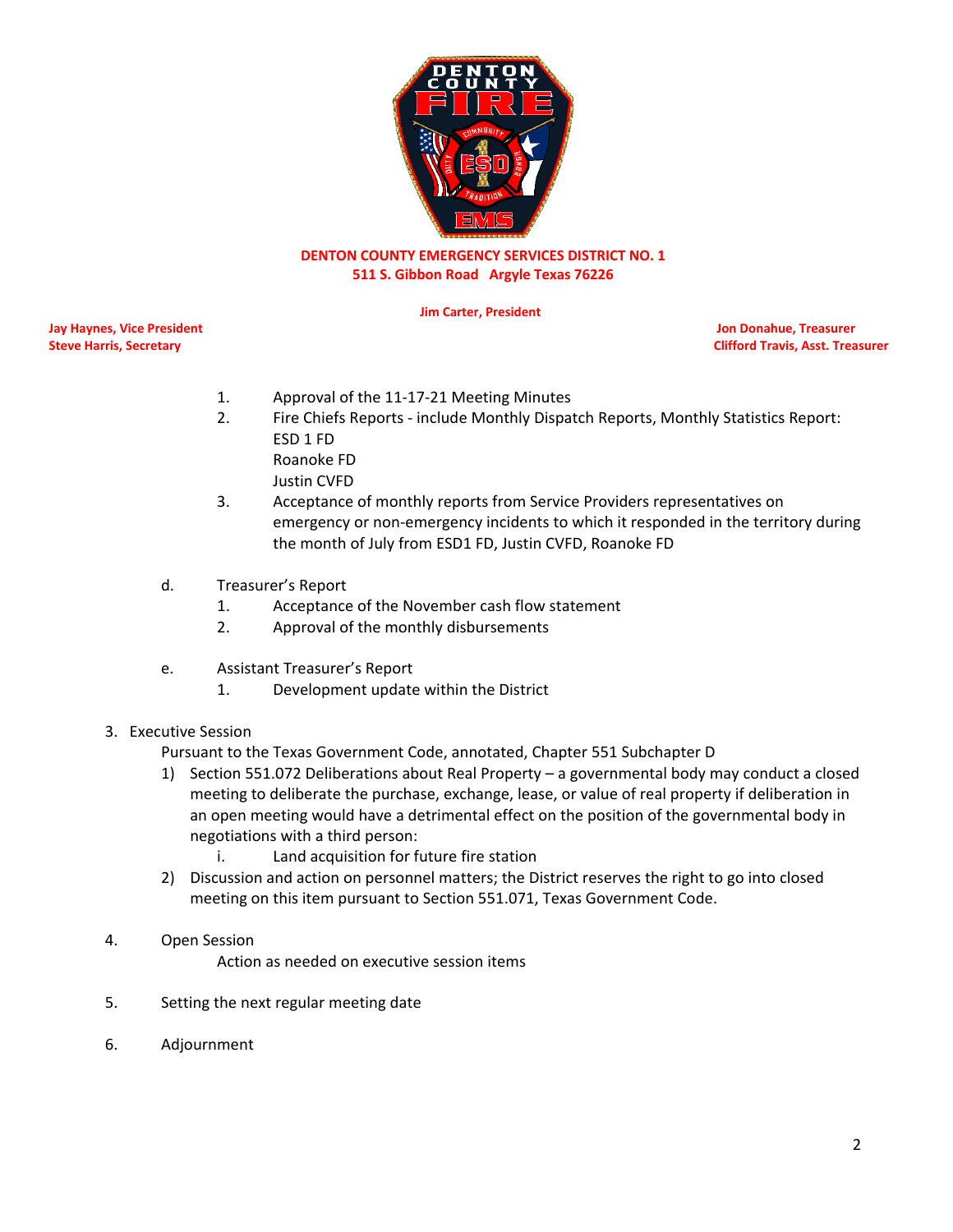**DENTON COUNTY EMERGENCY SERVICES DISTRICT NO. 1**
**511 S. Gibbon Road Argyle Texas 76226**

**Jim Carter, President**

**Jay Haynes, Vice President**
**Steve Harris, Secretary**

**Jon Donahue, Treasurer**
**Clifford Travis, Asst. Treasurer**

1. Approval of the 11-17-21 Meeting Minutes
2. Fire Chiefs Reports - include Monthly Dispatch Reports, Monthly Statistics Report:
   ESD 1 FD
   Roanoke FD
   Justin CVFD
3. Acceptance of monthly reports from Service Providers representatives on emergency or non-emergency incidents to which it responded in the territory during the month of July from ESD1 FD, Justin CVFD, Roanoke FD

d. Treasurer's Report
   1. Acceptance of the November cash flow statement
   2. Approval of the monthly disbursements

e. Assistant Treasurer's Report
   1. Development update within the District

3. Executive Session
   Pursuant to the Texas Government Code, annotated, Chapter 551 Subchapter D
   1) Section 551.072 Deliberations about Real Property – a governmental body may conduct a closed meeting to deliberate the purchase, exchange, lease, or value of real property if deliberation in an open meeting would have a detrimental effect on the position of the governmental body in negotiations with a third person:
      i. Land acquisition for future fire station
   2) Discussion and action on personnel matters; the District reserves the right to go into closed meeting on this item pursuant to Section 551.071, Texas Government Code.

4. Open Session
   Action as needed on executive session items

5. Setting the next regular meeting date

6. Adjournment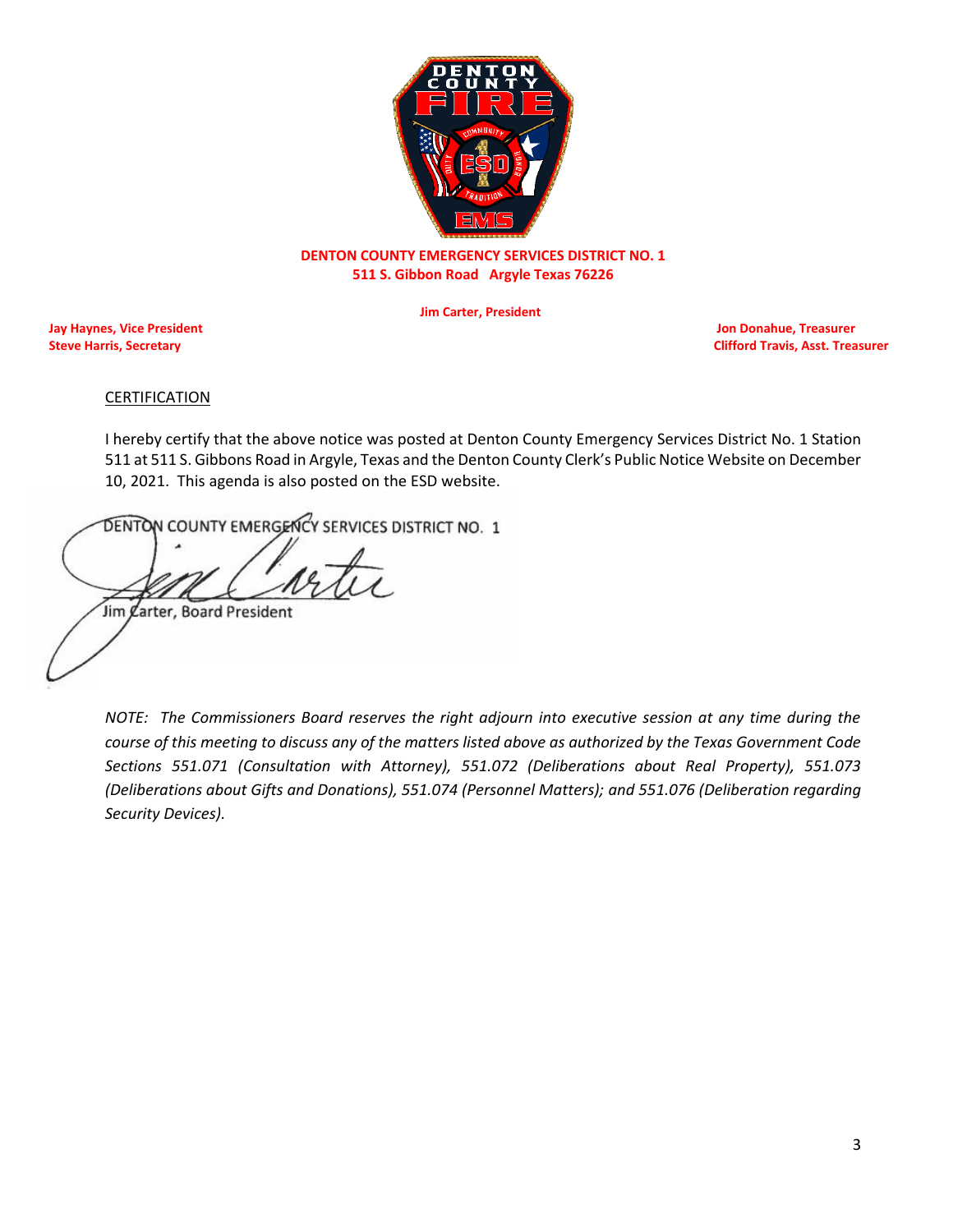**DENTON COUNTY EMERGENCY SERVICES DISTRICT NO. 1**
**511 S. Gibbon Road Argyle Texas 76226**

**Jim Carter, President**

**Jay Haynes, Vice President**
**Steve Harris, Secretary**

**Jon Donahue, Treasurer**
**Clifford Travis, Asst. Treasurer**

CERTIFICATION

I hereby certify that the above notice was posted at Denton County Emergency Services District No. 1 Station 511 at 511 S. Gibbons Road in Argyle, Texas and the Denton County Clerk's Public Notice Website on December 10, 2021. This agenda is also posted on the ESD website.

DENTON COUNTY EMERGENCY SERVICES DISTRICT NO. 1

Jim Carter, Board President

*NOTE: The Commissioners Board reserves the right adjourn into executive session at any time during the course of this meeting to discuss any of the matters listed above as authorized by the Texas Government Code Sections 551.071 (Consultation with Attorney), 551.072 (Deliberations about Real Property), 551.073 (Deliberations about Gifts and Donations), 551.074 (Personnel Matters); and 551.076 (Deliberation regarding Security Devices).*